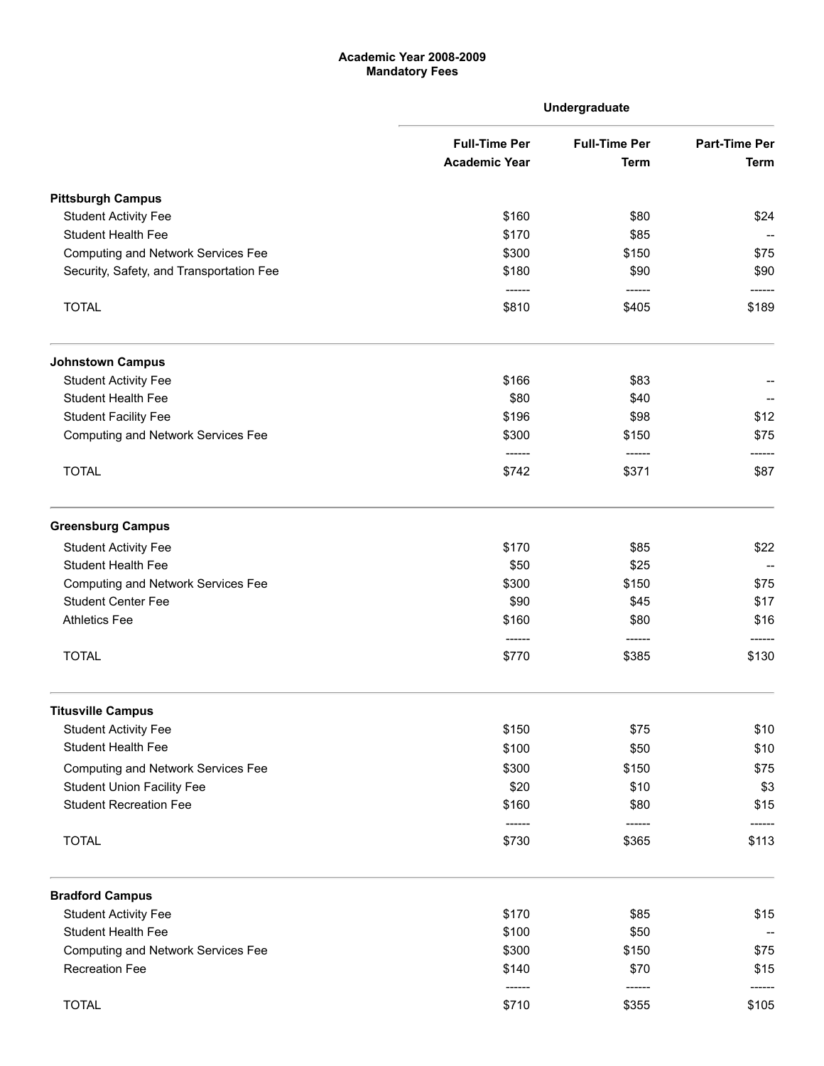**Academic Year 2008-2009**
**Mandatory Fees**

| | Undergraduate | | |
|---|---|---|---|
| | **Full-Time Per Academic Year** | **Full-Time Per Term** | **Part-Time Per Term** |
| **Pittsburgh Campus** | | | |
| Student Activity Fee | $160 | $80 | $24 |
| Student Health Fee | $170 | $85 | -- |
| Computing and Network Services Fee | $300 | $150 | $75 |
| Security, Safety, and Transportation Fee | $180 | $90 | $90 |
| TOTAL | $810 | $405 | $189 |
| **Johnstown Campus** | | | |
| Student Activity Fee | $166 | $83 | -- |
| Student Health Fee | $80 | $40 | -- |
| Student Facility Fee | $196 | $98 | $12 |
| Computing and Network Services Fee | $300 | $150 | $75 |
| TOTAL | $742 | $371 | $87 |
| **Greensburg Campus** | | | |
| Student Activity Fee | $170 | $85 | $22 |
| Student Health Fee | $50 | $25 | -- |
| Computing and Network Services Fee | $300 | $150 | $75 |
| Student Center Fee | $90 | $45 | $17 |
| Athletics Fee | $160 | $80 | $16 |
| TOTAL | $770 | $385 | $130 |
| **Titusville Campus** | | | |
| Student Activity Fee | $150 | $75 | $10 |
| Student Health Fee | $100 | $50 | $10 |
| Computing and Network Services Fee | $300 | $150 | $75 |
| Student Union Facility Fee | $20 | $10 | $3 |
| Student Recreation Fee | $160 | $80 | $15 |
| TOTAL | $730 | $365 | $113 |
| **Bradford Campus** | | | |
| Student Activity Fee | $170 | $85 | $15 |
| Student Health Fee | $100 | $50 | -- |
| Computing and Network Services Fee | $300 | $150 | $75 |
| Recreation Fee | $140 | $70 | $15 |
| TOTAL | $710 | $355 | $105 |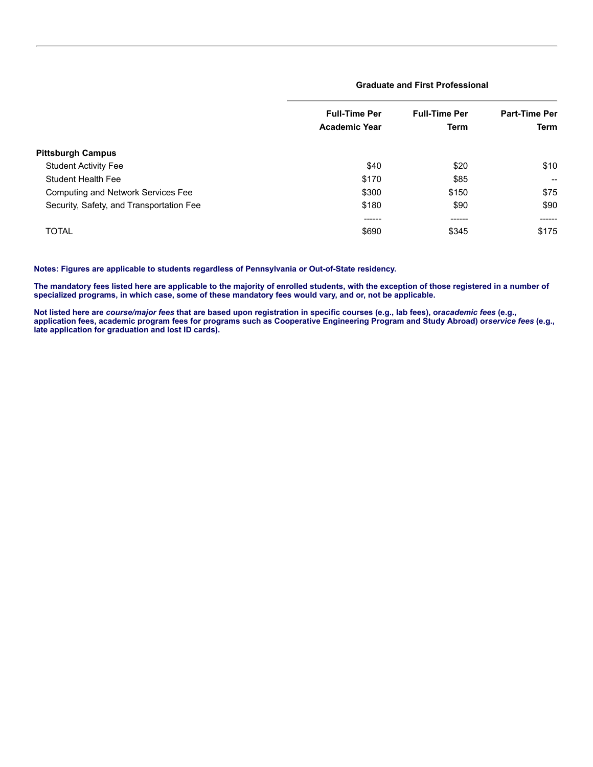| | Graduate and First Professional | | |
|---|---|---|---|
| | Full-Time Per Academic Year | Full-Time Per Term | Part-Time Per Term |
| **Pittsburgh Campus** | | | |
| Student Activity Fee | $40 | $20 | $10 |
| Student Health Fee | $170 | $85 | -- |
| Computing and Network Services Fee | $300 | $150 | $75 |
| Security, Safety, and Transportation Fee | $180 | $90 | $90 |
| | ------ | ------ | ------ |
| TOTAL | $690 | $345 | $175 |

**Notes: Figures are applicable to students regardless of Pennsylvania or Out-of-State residency.**

**The mandatory fees listed here are applicable to the majority of enrolled students, with the exception of those registered in a number of specialized programs, in which case, some of these mandatory fees would vary, and or, not be applicable.**

**Not listed here are *course/major fees* that are based upon registration in specific courses (e.g., lab fees), or*academic fees* (e.g., application fees, academic program fees for programs such as Cooperative Engineering Program and Study Abroad) or*service fees* (e.g., late application for graduation and lost ID cards).**